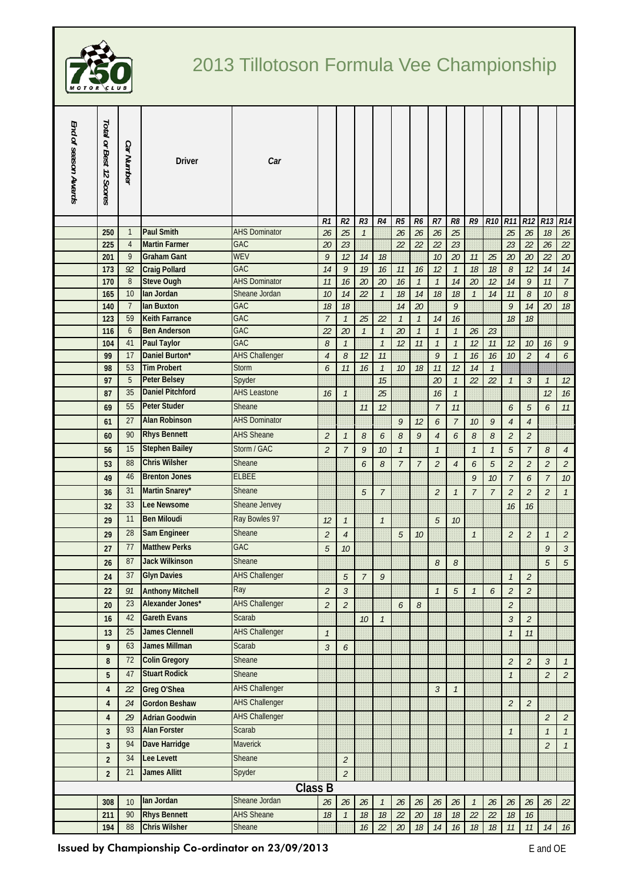# 2013 Tillotoson Formula Vee Championship

| End of season Awards | Total or Best 12 Scores | Car Number | Driver | Car | R1 | R2 | R3 | R4 | R5 | R6 | R7 | R8 | R9 | R10 | R11 | R12 | R13 | R14 |
|---|---|---|---|---|---|---|---|---|---|---|---|---|---|---|---|---|---|---|
| | 250 | 1 | **Paul Smith** | AHS Dominator | 26 | 25 | 1 | | 26 | 26 | 26 | 25 | | | 25 | 26 | 18 | 26 |
| | 225 | 4 | **Martin Farmer** | GAC | 20 | 23 | | | 22 | 22 | 22 | 23 | | | 23 | 22 | 26 | 22 |
| | 201 | 9 | **Graham Gant** | WEV | 9 | 12 | 14 | 18 | | | 10 | 20 | 11 | 25 | 20 | 20 | 22 | 20 |
| | 173 | 92 | **Craig Pollard** | GAC | 14 | 9 | 19 | 16 | 11 | 16 | 12 | 1 | 18 | 18 | 8 | 12 | 14 | 14 |
| | 170 | 8 | **Steve Ough** | AHS Dominator | 11 | 16 | 20 | 20 | 16 | 1 | 1 | 14 | 20 | 12 | 14 | 9 | 11 | 7 |
| | 165 | 10 | **Ian Jordan** | Sheane Jordan | 10 | 14 | 22 | 1 | 18 | 14 | 18 | 18 | 1 | 14 | 11 | 8 | 10 | 8 |
| | 140 | 7 | **Ian Buxton** | GAC | 18 | 18 | | | 14 | 20 | | 9 | | | 9 | 14 | 20 | 18 |
| | 123 | 59 | **Keith Farrance** | GAC | 7 | 1 | 25 | 22 | 1 | 1 | 14 | 16 | | | 18 | 18 | | |
| | 116 | 6 | **Ben Anderson** | GAC | 22 | 20 | 1 | 1 | 20 | 1 | 1 | 1 | 26 | 23 | | | | |
| | 104 | 41 | **Paul Taylor** | GAC | 8 | 1 | | 1 | 12 | 11 | 1 | 1 | 12 | 11 | 12 | 10 | 16 | 9 |
| | 99 | 17 | **Daniel Burton*** | AHS Challenger | 4 | 8 | 12 | 11 | | | 9 | 1 | 16 | 16 | 10 | 2 | 4 | 6 |
| | 98 | 53 | **Tim Probert** | Storm | 6 | 11 | 16 | 1 | 10 | 18 | 11 | 12 | 14 | 1 | | | | |
| | 97 | 5 | **Peter Belsey** | Spyder | | | | 15 | | | 20 | 1 | 22 | 22 | 1 | 3 | 1 | 12 |
| | 87 | 35 | **Daniel Pitchford** | AHS Leastone | 16 | 1 | | 25 | | | 16 | 1 | | | | | 12 | 16 |
| | 69 | 55 | **Peter Studer** | Sheane | | | 11 | 12 | | | 7 | 11 | | | 6 | 5 | 6 | 11 |
| | 61 | 27 | **Alan Robinson** | AHS Dominator | | | | | 9 | 12 | 6 | 7 | 10 | 9 | 4 | 4 | | |
| | 60 | 90 | **Rhys Bennett** | AHS Sheane | 2 | 1 | 8 | 6 | 8 | 9 | 4 | 6 | 8 | 8 | 2 | 2 | | |
| | 56 | 15 | **Stephen Bailey** | Storm / GAC | 2 | 7 | 9 | 10 | 1 | | 1 | | 1 | 1 | 5 | 7 | 8 | 4 |
| | 53 | 88 | **Chris Wilsher** | Sheane | | | 6 | 8 | 7 | 7 | 2 | 4 | 6 | 5 | 2 | 2 | 2 | 2 |
| | 49 | 46 | **Brenton Jones** | ELBEE | | | | | | | | | 9 | 10 | 7 | 6 | 7 | 10 |
| | 36 | 31 | **Martin Snarey*** | Sheane | | | 5 | 7 | | | 2 | 1 | 7 | 7 | 2 | 2 | 2 | 1 |
| | 32 | 33 | **Lee Newsome** | Sheane Jenvey | | | | | | | | | | | 16 | 16 | | |
| | 29 | 11 | **Ben Miloudi** | Ray Bowles 97 | 12 | 1 | | 1 | | | 5 | 10 | | | | | | |
| | 29 | 28 | **Sam Engineer** | Sheane | 2 | 4 | | | 5 | 10 | | | 1 | | 2 | 2 | 1 | 2 |
| | 27 | 77 | **Matthew Perks** | GAC | 5 | 10 | | | | | | | | | | | 9 | 3 |
| | 26 | 87 | **Jack Wilkinson** | Sheane | | | | | | | 8 | 8 | | | | | 5 | 5 |
| | 24 | 37 | **Glyn Davies** | AHS Challenger | | 5 | 7 | 9 | | | | | | | 1 | 2 | | |
| | 22 | 91 | **Anthony Mitchell** | Ray | 2 | 3 | | | | | 1 | 5 | 1 | 6 | 2 | 2 | | |
| | 20 | 23 | **Alexander Jones*** | AHS Challenger | 2 | 2 | | | 6 | 8 | | | | | 2 | | | |
| | 16 | 42 | **Gareth Evans** | Scarab | | | 10 | 1 | | | | | | | 3 | 2 | | |
| | 13 | 25 | **James Clennell** | AHS Challenger | 1 | | | | | | | | | | 1 | 11 | | |
| | 9 | 63 | **James Millman** | Scarab | 3 | 6 | | | | | | | | | | | | |
| | 8 | 72 | **Colin Gregory** | Sheane | | | | | | | | | | | 2 | 2 | 3 | 1 |
| | 5 | 47 | **Stuart Rodick** | Sheane | | | | | | | | | | | 1 | | 2 | 2 |
| | 4 | 22 | **Greg O'Shea** | AHS Challenger | | | | | | | 3 | 1 | | | | | | |
| | 4 | 24 | **Gordon Beshaw** | AHS Challenger | | | | | | | | | | | 2 | 2 | | |
| | 4 | 29 | **Adrian Goodwin** | AHS Challenger | | | | | | | | | | | | | 2 | 2 |
| | 3 | 93 | **Alan Forster** | Scarab | | | | | | | | | | | 1 | | 1 | 1 |
| | 3 | 94 | **Dave Harridge** | Maverick | | | | | | | | | | | | | 2 | 1 |
| | 2 | 34 | **Lee Levett** | Sheane | | 2 | | | | | | | | | | | | |
| | 2 | 21 | **James Allitt** | Spyder | | 2 | | | | | | | | | | | | |
| | | | | **Class B** | | | | | | | | | | | | | | |
| | 308 | 10 | **Ian Jordan** | Sheane Jordan | 26 | 26 | 26 | 1 | 26 | 26 | 26 | 26 | 1 | 26 | 26 | 26 | 26 | 22 |
| | 211 | 90 | **Rhys Bennett** | AHS Sheane | 18 | 1 | 18 | 18 | 22 | 20 | 18 | 18 | 22 | 22 | 18 | 16 | | |
| | 194 | 88 | **Chris Wilsher** | Sheane | | | 16 | 22 | 20 | 18 | 14 | 16 | 18 | 18 | 11 | 11 | 14 | 16 |

**Issued by Championship Co-ordinator on 23/09/2013** E and OE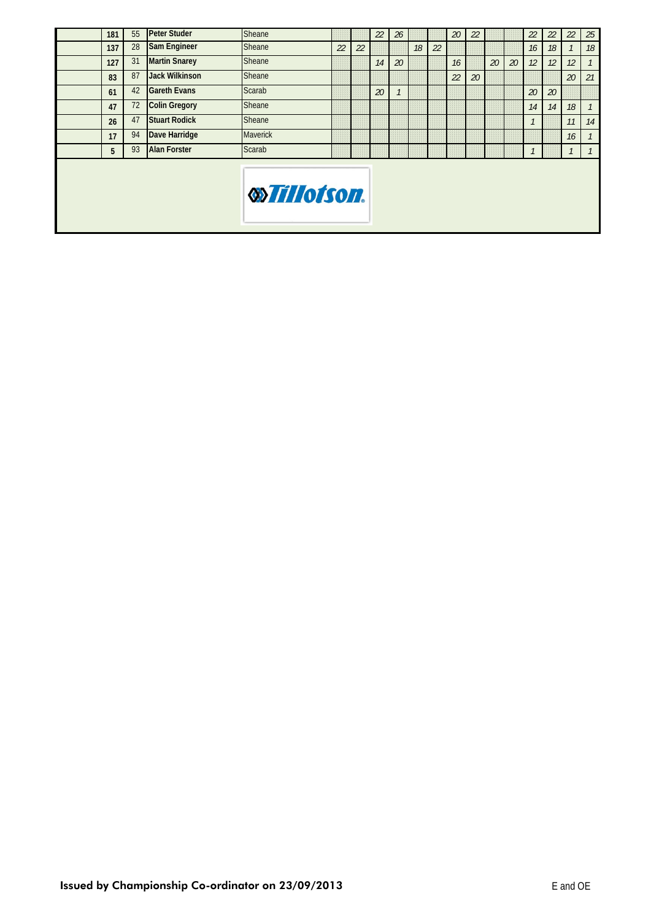| | | | | | | | | | | | | | | | | | | |
|---|---|---|---|---|---|---|---|---|---|---|---|---|---|---|---|---|---|---|
| | 181 | 55 | **Peter Studer** | Sheane | | | 22 | 26 | | | 20 | 22 | | | 22 | 22 | 22 | 25 |
| | 137 | 28 | **Sam Engineer** | Sheane | 22 | 22 | | | 18 | 22 | | | | | 16 | 18 | 1 | 18 |
| | 127 | 31 | **Martin Snarey** | Sheane | | | 14 | 20 | | | 16 | | 20 | 20 | 12 | 12 | 12 | 1 |
| | 83 | 87 | **Jack Wilkinson** | Sheane | | | | | | | 22 | 20 | | | | | 20 | 21 |
| | 61 | 42 | **Gareth Evans** | Scarab | | | 20 | 1 | | | | | | | 20 | 20 | | |
| | 47 | 72 | **Colin Gregory** | Sheane | | | | | | | | | | | 14 | 14 | 18 | 1 |
| | 26 | 47 | **Stuart Rodick** | Sheane | | | | | | | | | | | 1 | | 11 | 14 |
| | 17 | 94 | **Dave Harridge** | Maverick | | | | | | | | | | | | | 16 | 1 |
| | 5 | 93 | **Alan Forster** | Scarab | | | | | | | | | | | 1 | | 1 | 1 |

Tillotson

Issued by Championship Co-ordinator on 23/09/2013

E and OE